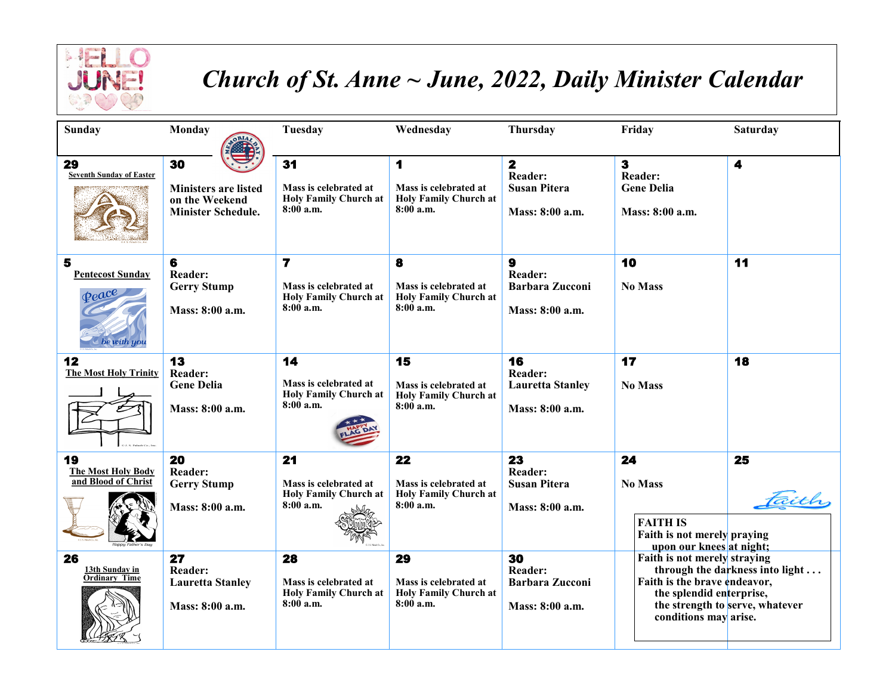# Church of St. Anne ~ June, 2022, Daily Minister Calendar

| Sunday | Monday | Tuesday | Wednesday | Thursday | Friday | Saturday |
|---|---|---|---|---|---|---|
| **29** Seventh Sunday of Easter | **30** Ministers are listed on the Weekend Minister Schedule. | **31** Mass is celebrated at Holy Family Church at 8:00 a.m. | **1** Mass is celebrated at Holy Family Church at 8:00 a.m. | **2** Reader: Susan Pitera Mass: 8:00 a.m. | **3** Reader: Gene Delia Mass: 8:00 a.m. | **4** |
| **5** Pentecost Sunday | **6** Reader: Gerry Stump Mass: 8:00 a.m. | **7** Mass is celebrated at Holy Family Church at 8:00 a.m. | **8** Mass is celebrated at Holy Family Church at 8:00 a.m. | **9** Reader: Barbara Zucconi Mass: 8:00 a.m. | **10** No Mass | **11** |
| **12** The Most Holy Trinity | **13** Reader: Gene Delia Mass: 8:00 a.m. | **14** Mass is celebrated at Holy Family Church at 8:00 a.m. | **15** Mass is celebrated at Holy Family Church at 8:00 a.m. | **16** Reader: Lauretta Stanley Mass: 8:00 a.m. | **17** No Mass | **18** |
| **19** The Most Holy Body and Blood of Christ | **20** Reader: Gerry Stump Mass: 8:00 a.m. | **21** Mass is celebrated at Holy Family Church at 8:00 a.m. | **22** Mass is celebrated at Holy Family Church at 8:00 a.m. | **23** Reader: Susan Pitera Mass: 8:00 a.m. | **24** No Mass | **25** |
| **26** 13th Sunday in Ordinary Time | **27** Reader: Lauretta Stanley Mass: 8:00 a.m. | **28** Mass is celebrated at Holy Family Church at 8:00 a.m. | **29** Mass is celebrated at Holy Family Church at 8:00 a.m. | **30** Reader: Barbara Zucconi Mass: 8:00 a.m. | | |

**FAITH IS**

Faith is not merely praying
upon our knees at night;
Faith is not merely straying
through the darkness into light . . .
Faith is the brave endeavor,
the splendid enterprise,
the strength to serve, whatever
conditions may arise.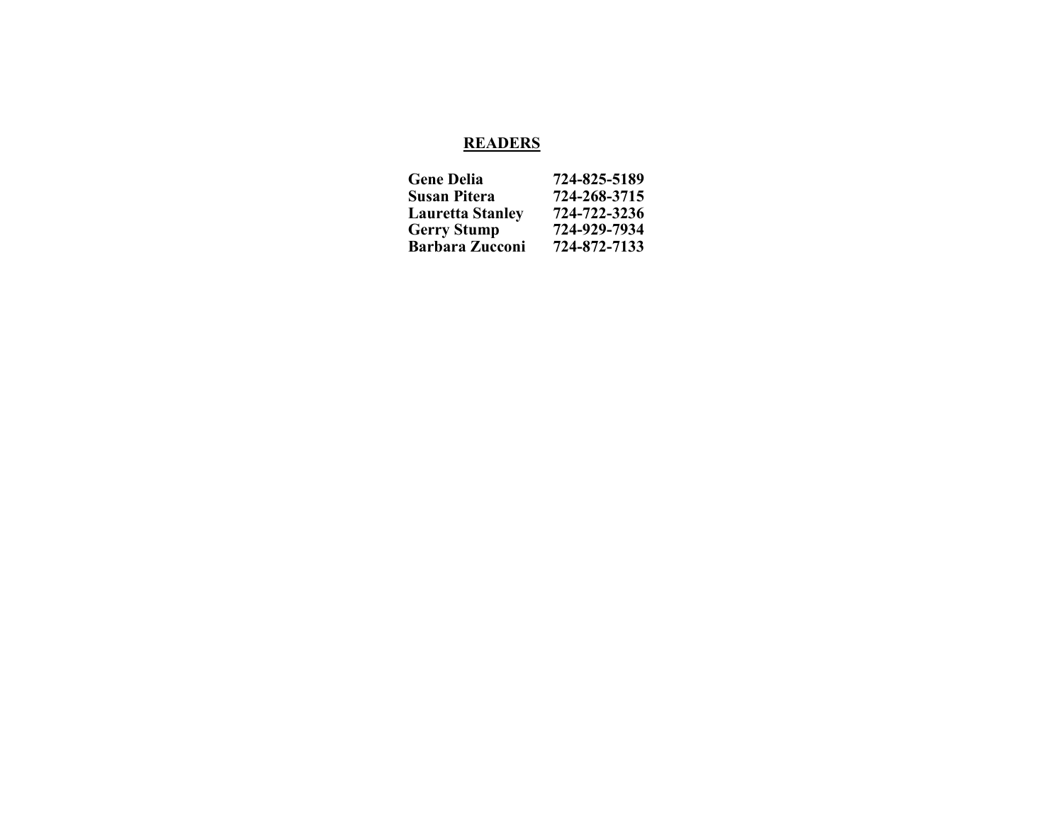**READERS**

| | |
|---|---|
| **Gene Delia** | **724-825-5189** |
| **Susan Pitera** | **724-268-3715** |
| **Lauretta Stanley** | **724-722-3236** |
| **Gerry Stump** | **724-929-7934** |
| **Barbara Zucconi** | **724-872-7133** |